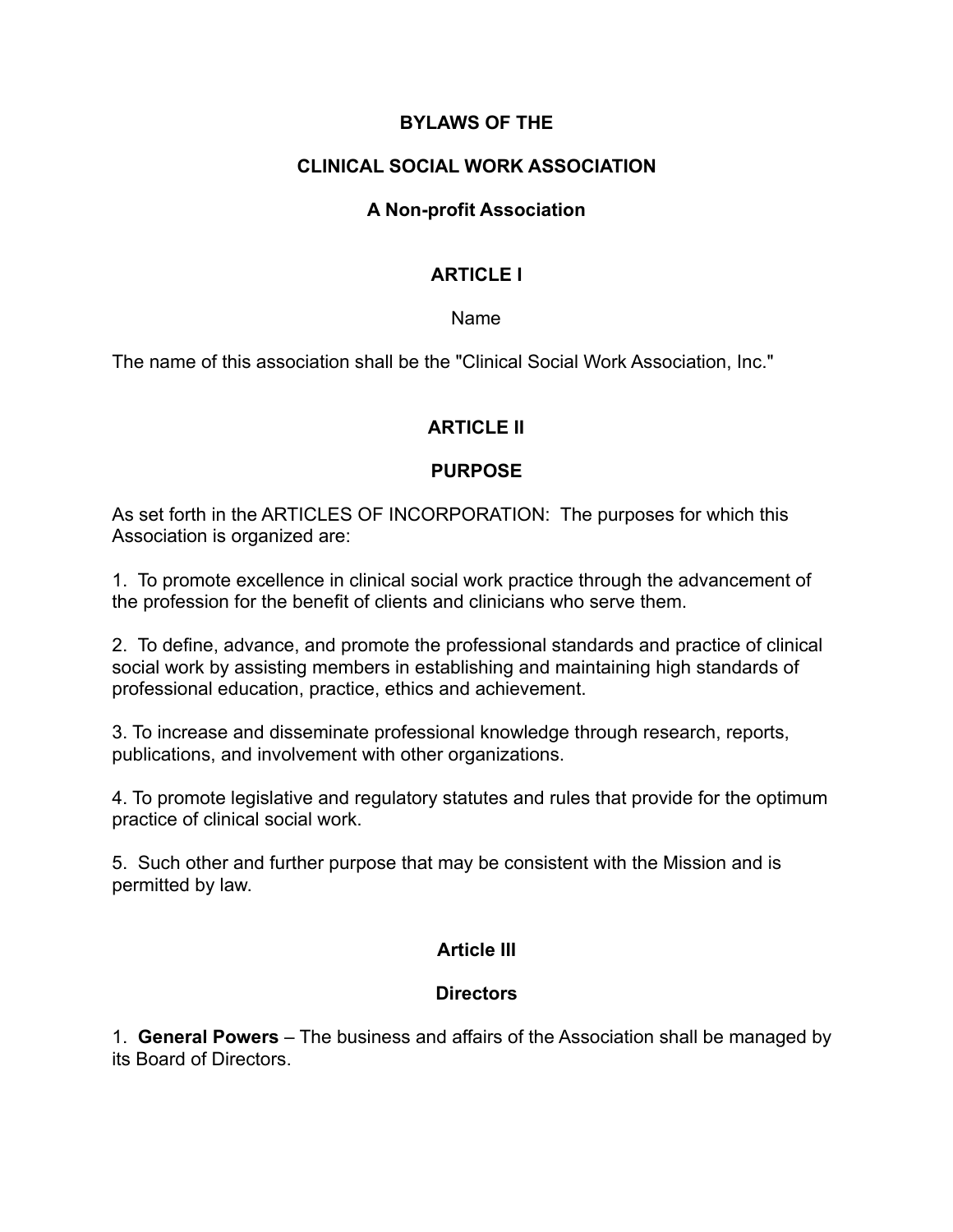# BYLAWS OF THE

# CLINICAL SOCIAL WORK ASSOCIATION

### A Non-profit Association

## ARTICLE I

Name

The name of this association shall be the "Clinical Social Work Association, Inc."

## ARTICLE II

### PURPOSE

As set forth in the ARTICLES OF INCORPORATION: The purposes for which this Association is organized are:

1. To promote excellence in clinical social work practice through the advancement of the profession for the benefit of clients and clinicians who serve them.

2. To define, advance, and promote the professional standards and practice of clinical social work by assisting members in establishing and maintaining high standards of professional education, practice, ethics and achievement.

3. To increase and disseminate professional knowledge through research, reports, publications, and involvement with other organizations.

4. To promote legislative and regulatory statutes and rules that provide for the optimum practice of clinical social work.

5. Such other and further purpose that may be consistent with the Mission and is permitted by law.

## Article III

### Directors

1. **General Powers** – The business and affairs of the Association shall be managed by its Board of Directors.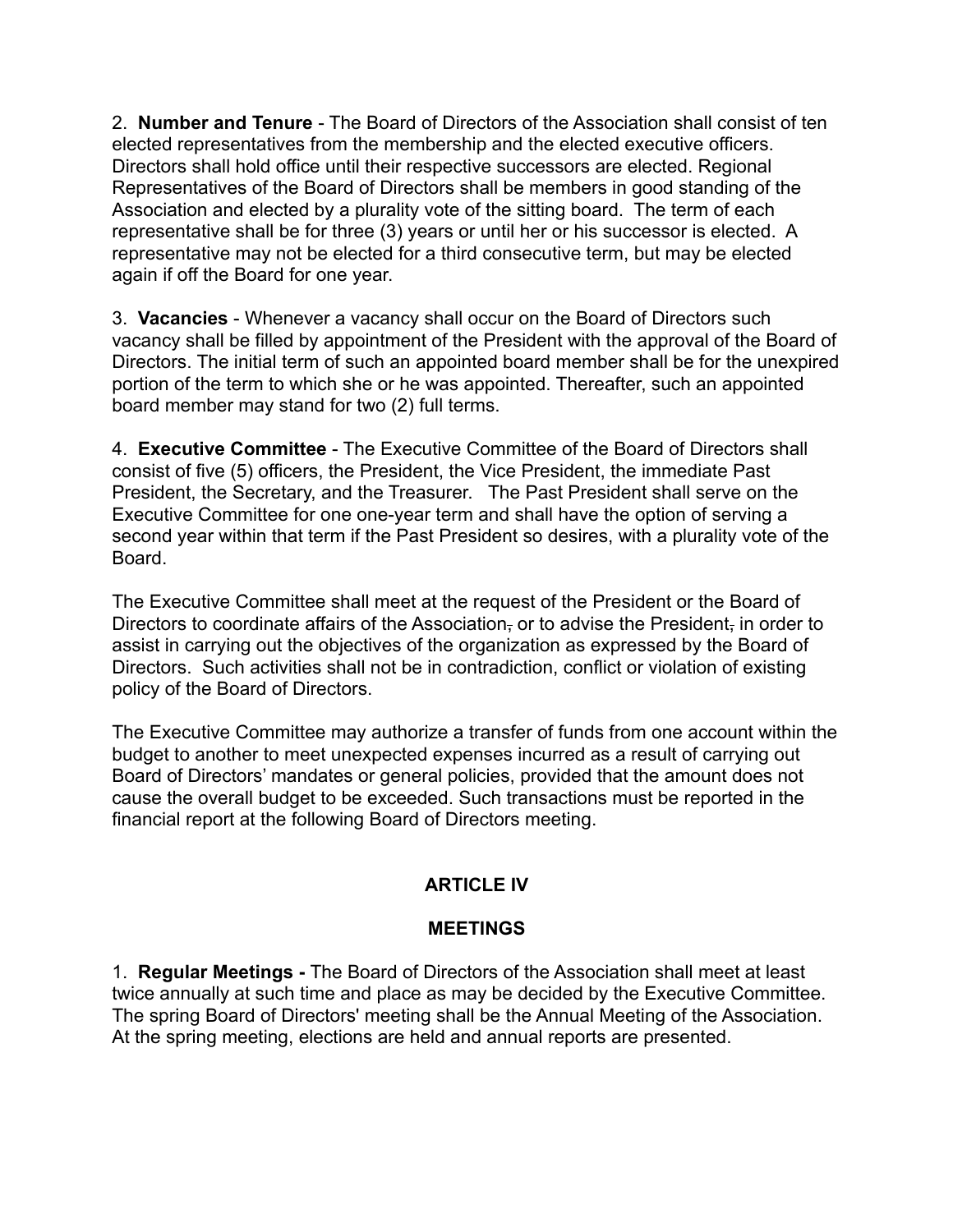2. **Number and Tenure** - The Board of Directors of the Association shall consist of ten elected representatives from the membership and the elected executive officers. Directors shall hold office until their respective successors are elected. Regional Representatives of the Board of Directors shall be members in good standing of the Association and elected by a plurality vote of the sitting board. The term of each representative shall be for three (3) years or until her or his successor is elected. A representative may not be elected for a third consecutive term, but may be elected again if off the Board for one year.

3. **Vacancies** - Whenever a vacancy shall occur on the Board of Directors such vacancy shall be filled by appointment of the President with the approval of the Board of Directors. The initial term of such an appointed board member shall be for the unexpired portion of the term to which she or he was appointed. Thereafter, such an appointed board member may stand for two (2) full terms.

4. **Executive Committee** - The Executive Committee of the Board of Directors shall consist of five (5) officers, the President, the Vice President, the immediate Past President, the Secretary, and the Treasurer. The Past President shall serve on the Executive Committee for one one-year term and shall have the option of serving a second year within that term if the Past President so desires, with a plurality vote of the Board.

The Executive Committee shall meet at the request of the President or the Board of Directors to coordinate affairs of the Association, or to advise the President, in order to assist in carrying out the objectives of the organization as expressed by the Board of Directors. Such activities shall not be in contradiction, conflict or violation of existing policy of the Board of Directors.

The Executive Committee may authorize a transfer of funds from one account within the budget to another to meet unexpected expenses incurred as a result of carrying out Board of Directors' mandates or general policies, provided that the amount does not cause the overall budget to be exceeded. Such transactions must be reported in the financial report at the following Board of Directors meeting.

## ARTICLE IV

## MEETINGS

1. **Regular Meetings -** The Board of Directors of the Association shall meet at least twice annually at such time and place as may be decided by the Executive Committee. The spring Board of Directors' meeting shall be the Annual Meeting of the Association. At the spring meeting, elections are held and annual reports are presented.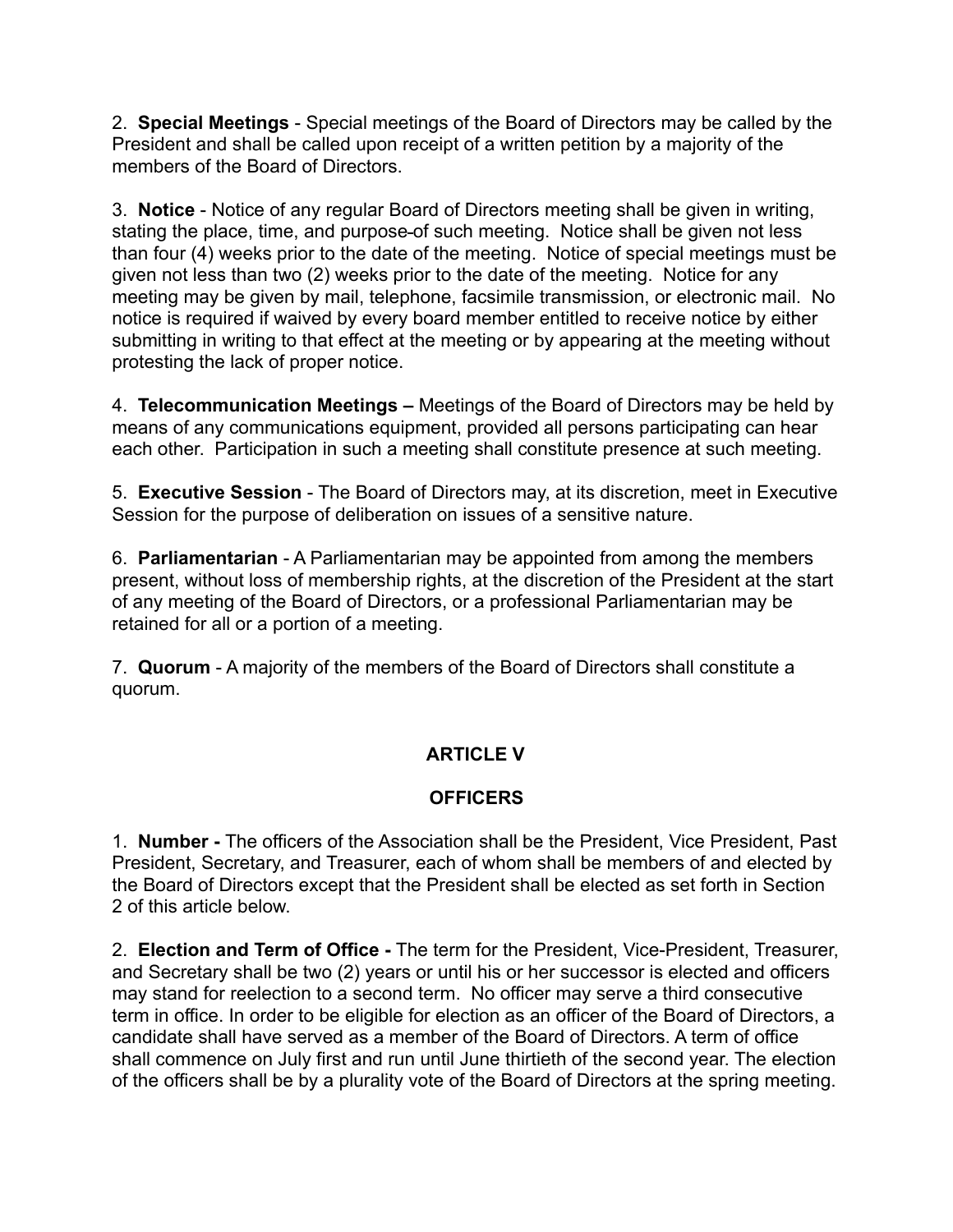2. **Special Meetings** - Special meetings of the Board of Directors may be called by the President and shall be called upon receipt of a written petition by a majority of the members of the Board of Directors.

3. **Notice** - Notice of any regular Board of Directors meeting shall be given in writing, stating the place, time, and purpose of such meeting. Notice shall be given not less than four (4) weeks prior to the date of the meeting. Notice of special meetings must be given not less than two (2) weeks prior to the date of the meeting. Notice for any meeting may be given by mail, telephone, facsimile transmission, or electronic mail. No notice is required if waived by every board member entitled to receive notice by either submitting in writing to that effect at the meeting or by appearing at the meeting without protesting the lack of proper notice.

4. **Telecommunication Meetings –** Meetings of the Board of Directors may be held by means of any communications equipment, provided all persons participating can hear each other. Participation in such a meeting shall constitute presence at such meeting.

5. **Executive Session** - The Board of Directors may, at its discretion, meet in Executive Session for the purpose of deliberation on issues of a sensitive nature.

6. **Parliamentarian** - A Parliamentarian may be appointed from among the members present, without loss of membership rights, at the discretion of the President at the start of any meeting of the Board of Directors, or a professional Parliamentarian may be retained for all or a portion of a meeting.

7. **Quorum** - A majority of the members of the Board of Directors shall constitute a quorum.

## ARTICLE V

## OFFICERS

1. **Number -** The officers of the Association shall be the President, Vice President, Past President, Secretary, and Treasurer, each of whom shall be members of and elected by the Board of Directors except that the President shall be elected as set forth in Section 2 of this article below.

2. **Election and Term of Office -** The term for the President, Vice-President, Treasurer, and Secretary shall be two (2) years or until his or her successor is elected and officers may stand for reelection to a second term. No officer may serve a third consecutive term in office. In order to be eligible for election as an officer of the Board of Directors, a candidate shall have served as a member of the Board of Directors. A term of office shall commence on July first and run until June thirtieth of the second year. The election of the officers shall be by a plurality vote of the Board of Directors at the spring meeting.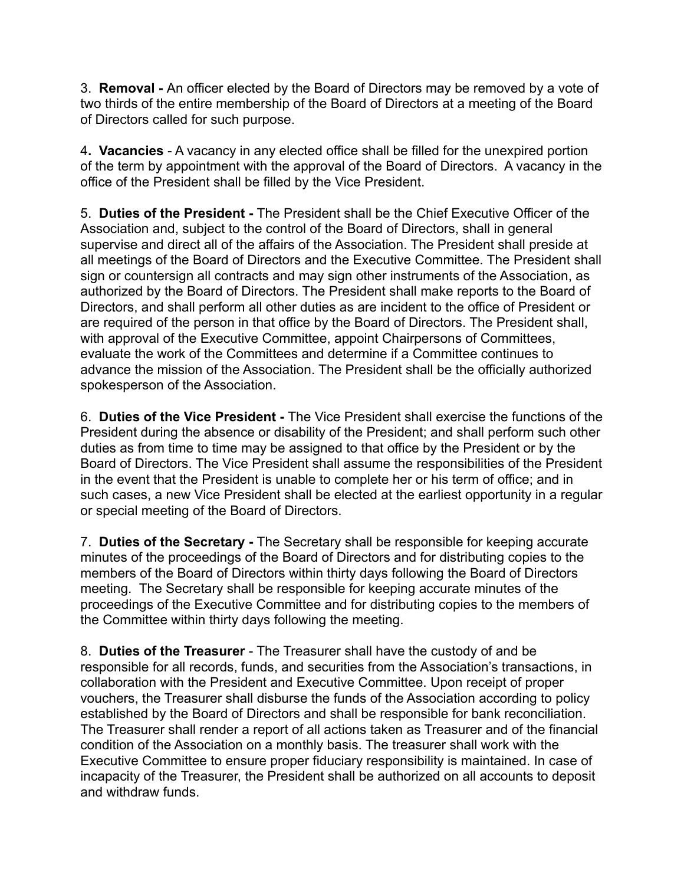3. **Removal -** An officer elected by the Board of Directors may be removed by a vote of two thirds of the entire membership of the Board of Directors at a meeting of the Board of Directors called for such purpose.

4**. Vacancies** - A vacancy in any elected office shall be filled for the unexpired portion of the term by appointment with the approval of the Board of Directors. A vacancy in the office of the President shall be filled by the Vice President.

5. **Duties of the President -** The President shall be the Chief Executive Officer of the Association and, subject to the control of the Board of Directors, shall in general supervise and direct all of the affairs of the Association. The President shall preside at all meetings of the Board of Directors and the Executive Committee. The President shall sign or countersign all contracts and may sign other instruments of the Association, as authorized by the Board of Directors. The President shall make reports to the Board of Directors, and shall perform all other duties as are incident to the office of President or are required of the person in that office by the Board of Directors. The President shall, with approval of the Executive Committee, appoint Chairpersons of Committees, evaluate the work of the Committees and determine if a Committee continues to advance the mission of the Association. The President shall be the officially authorized spokesperson of the Association.

6. **Duties of the Vice President -** The Vice President shall exercise the functions of the President during the absence or disability of the President; and shall perform such other duties as from time to time may be assigned to that office by the President or by the Board of Directors. The Vice President shall assume the responsibilities of the President in the event that the President is unable to complete her or his term of office; and in such cases, a new Vice President shall be elected at the earliest opportunity in a regular or special meeting of the Board of Directors.

7. **Duties of the Secretary -** The Secretary shall be responsible for keeping accurate minutes of the proceedings of the Board of Directors and for distributing copies to the members of the Board of Directors within thirty days following the Board of Directors meeting. The Secretary shall be responsible for keeping accurate minutes of the proceedings of the Executive Committee and for distributing copies to the members of the Committee within thirty days following the meeting.

8. **Duties of the Treasurer** - The Treasurer shall have the custody of and be responsible for all records, funds, and securities from the Association's transactions, in collaboration with the President and Executive Committee. Upon receipt of proper vouchers, the Treasurer shall disburse the funds of the Association according to policy established by the Board of Directors and shall be responsible for bank reconciliation. The Treasurer shall render a report of all actions taken as Treasurer and of the financial condition of the Association on a monthly basis. The treasurer shall work with the Executive Committee to ensure proper fiduciary responsibility is maintained. In case of incapacity of the Treasurer, the President shall be authorized on all accounts to deposit and withdraw funds.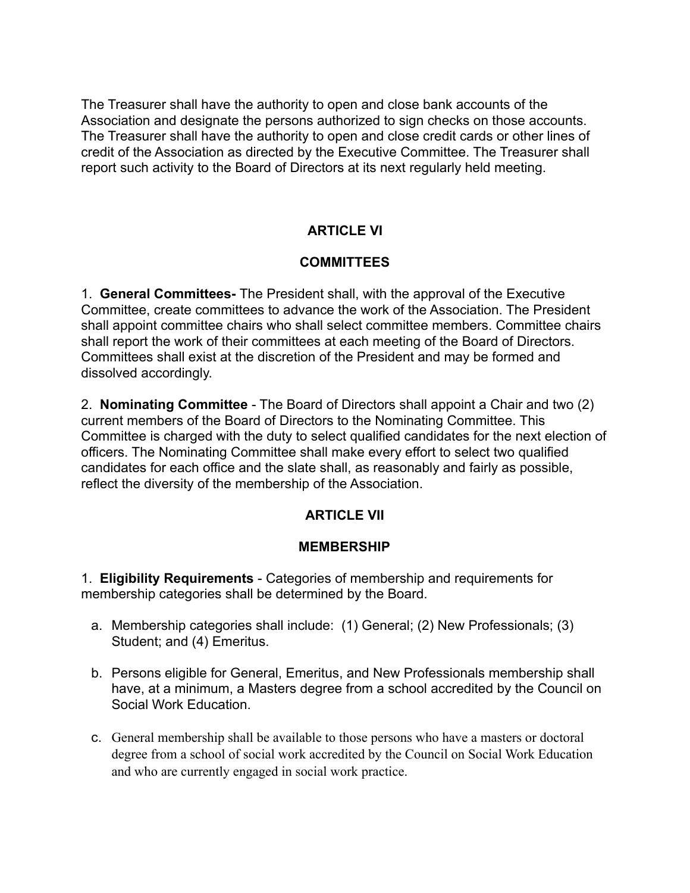The Treasurer shall have the authority to open and close bank accounts of the Association and designate the persons authorized to sign checks on those accounts. The Treasurer shall have the authority to open and close credit cards or other lines of credit of the Association as directed by the Executive Committee. The Treasurer shall report such activity to the Board of Directors at its next regularly held meeting.

## ARTICLE VI

## COMMITTEES

1. **General Committees-** The President shall, with the approval of the Executive Committee, create committees to advance the work of the Association. The President shall appoint committee chairs who shall select committee members. Committee chairs shall report the work of their committees at each meeting of the Board of Directors. Committees shall exist at the discretion of the President and may be formed and dissolved accordingly.

2. **Nominating Committee** - The Board of Directors shall appoint a Chair and two (2) current members of the Board of Directors to the Nominating Committee. This Committee is charged with the duty to select qualified candidates for the next election of officers. The Nominating Committee shall make every effort to select two qualified candidates for each office and the slate shall, as reasonably and fairly as possible, reflect the diversity of the membership of the Association.

## ARTICLE VII

## MEMBERSHIP

1. **Eligibility Requirements** - Categories of membership and requirements for membership categories shall be determined by the Board.

   a. Membership categories shall include: (1) General; (2) New Professionals; (3) Student; and (4) Emeritus.

   b. Persons eligible for General, Emeritus, and New Professionals membership shall have, at a minimum, a Masters degree from a school accredited by the Council on Social Work Education.

   c. General membership shall be available to those persons who have a masters or doctoral degree from a school of social work accredited by the Council on Social Work Education and who are currently engaged in social work practice.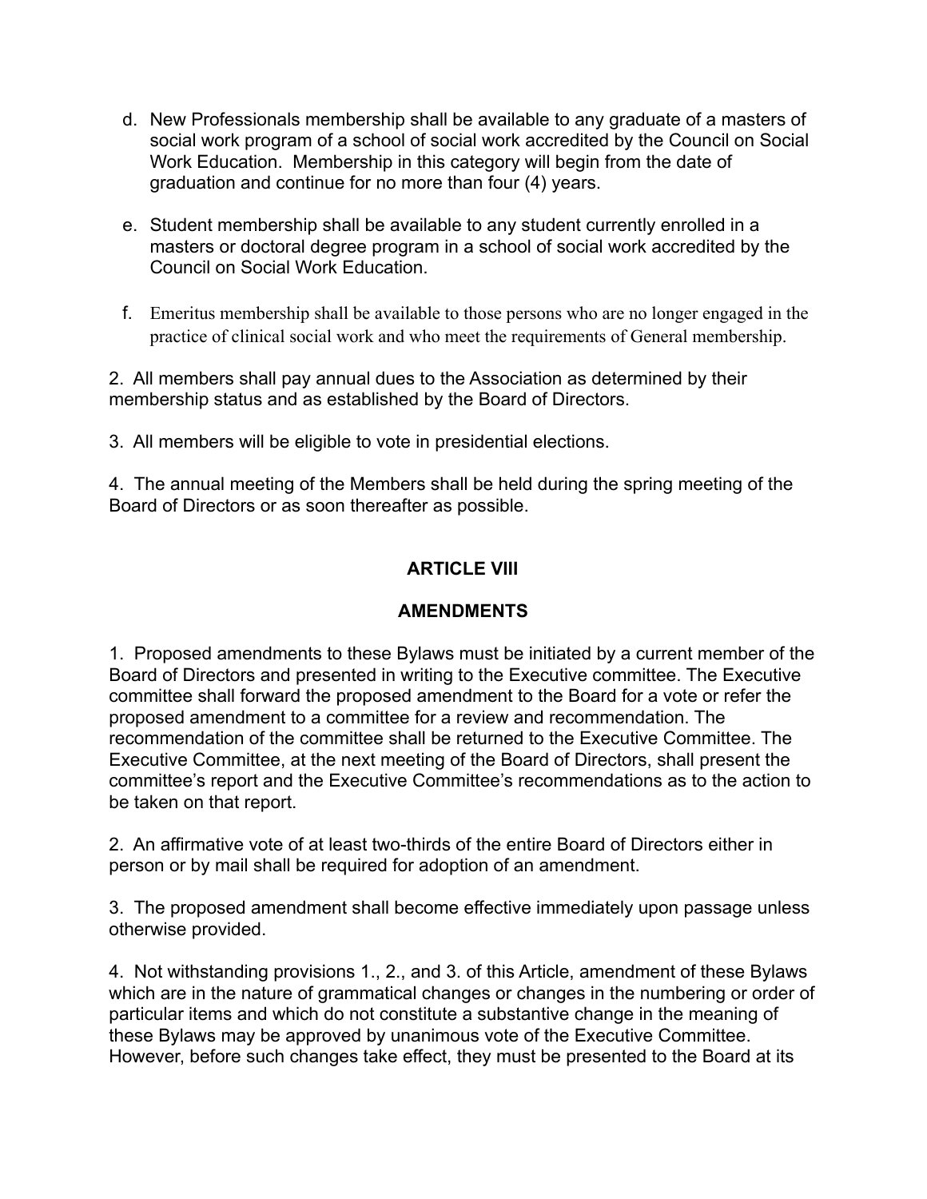d. New Professionals membership shall be available to any graduate of a masters of social work program of a school of social work accredited by the Council on Social Work Education. Membership in this category will begin from the date of graduation and continue for no more than four (4) years.

e. Student membership shall be available to any student currently enrolled in a masters or doctoral degree program in a school of social work accredited by the Council on Social Work Education.

f. Emeritus membership shall be available to those persons who are no longer engaged in the practice of clinical social work and who meet the requirements of General membership.

2. All members shall pay annual dues to the Association as determined by their membership status and as established by the Board of Directors.

3. All members will be eligible to vote in presidential elections.

4. The annual meeting of the Members shall be held during the spring meeting of the Board of Directors or as soon thereafter as possible.

## ARTICLE VIII

## AMENDMENTS

1. Proposed amendments to these Bylaws must be initiated by a current member of the Board of Directors and presented in writing to the Executive committee. The Executive committee shall forward the proposed amendment to the Board for a vote or refer the proposed amendment to a committee for a review and recommendation. The recommendation of the committee shall be returned to the Executive Committee. The Executive Committee, at the next meeting of the Board of Directors, shall present the committee's report and the Executive Committee's recommendations as to the action to be taken on that report.

2. An affirmative vote of at least two-thirds of the entire Board of Directors either in person or by mail shall be required for adoption of an amendment.

3. The proposed amendment shall become effective immediately upon passage unless otherwise provided.

4. Not withstanding provisions 1., 2., and 3. of this Article, amendment of these Bylaws which are in the nature of grammatical changes or changes in the numbering or order of particular items and which do not constitute a substantive change in the meaning of these Bylaws may be approved by unanimous vote of the Executive Committee. However, before such changes take effect, they must be presented to the Board at its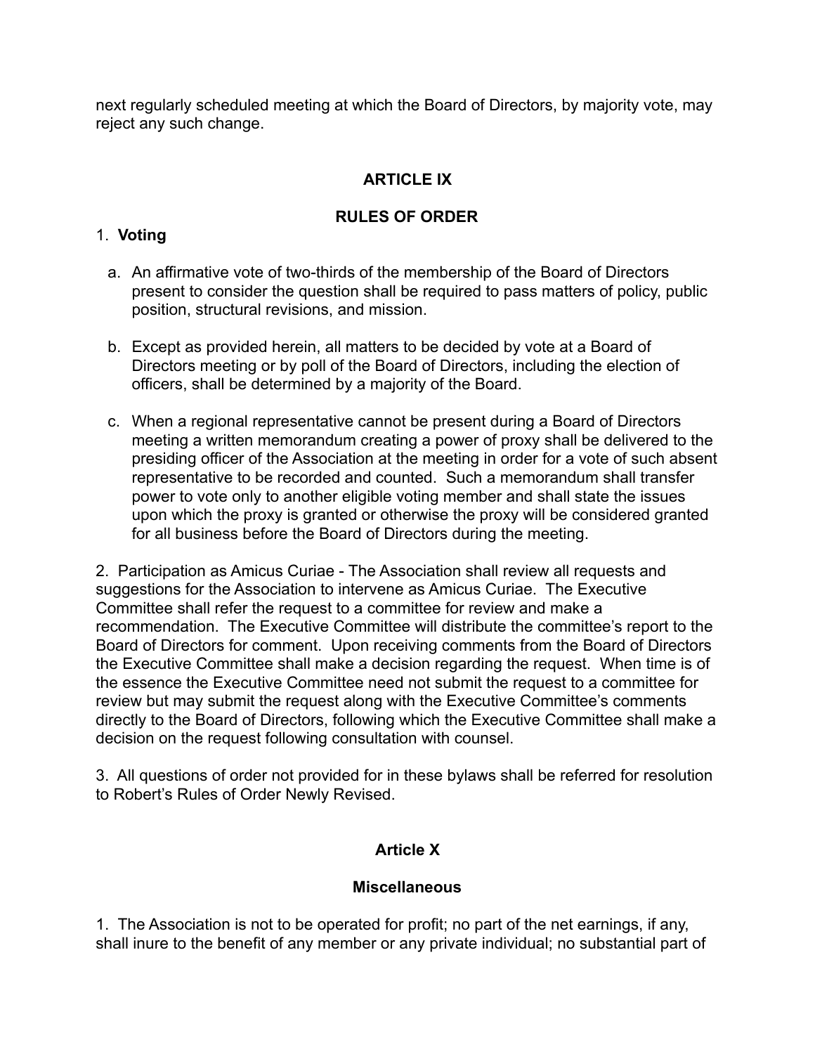next regularly scheduled meeting at which the Board of Directors, by majority vote, may reject any such change.

## ARTICLE IX

## RULES OF ORDER

1. **Voting**

   a. An affirmative vote of two-thirds of the membership of the Board of Directors present to consider the question shall be required to pass matters of policy, public position, structural revisions, and mission.

   b. Except as provided herein, all matters to be decided by vote at a Board of Directors meeting or by poll of the Board of Directors, including the election of officers, shall be determined by a majority of the Board.

   c. When a regional representative cannot be present during a Board of Directors meeting a written memorandum creating a power of proxy shall be delivered to the presiding officer of the Association at the meeting in order for a vote of such absent representative to be recorded and counted. Such a memorandum shall transfer power to vote only to another eligible voting member and shall state the issues upon which the proxy is granted or otherwise the proxy will be considered granted for all business before the Board of Directors during the meeting.

2. Participation as Amicus Curiae - The Association shall review all requests and suggestions for the Association to intervene as Amicus Curiae. The Executive Committee shall refer the request to a committee for review and make a recommendation. The Executive Committee will distribute the committee's report to the Board of Directors for comment. Upon receiving comments from the Board of Directors the Executive Committee shall make a decision regarding the request. When time is of the essence the Executive Committee need not submit the request to a committee for review but may submit the request along with the Executive Committee's comments directly to the Board of Directors, following which the Executive Committee shall make a decision on the request following consultation with counsel.

3. All questions of order not provided for in these bylaws shall be referred for resolution to Robert's Rules of Order Newly Revised.

## Article X

## Miscellaneous

1. The Association is not to be operated for profit; no part of the net earnings, if any, shall inure to the benefit of any member or any private individual; no substantial part of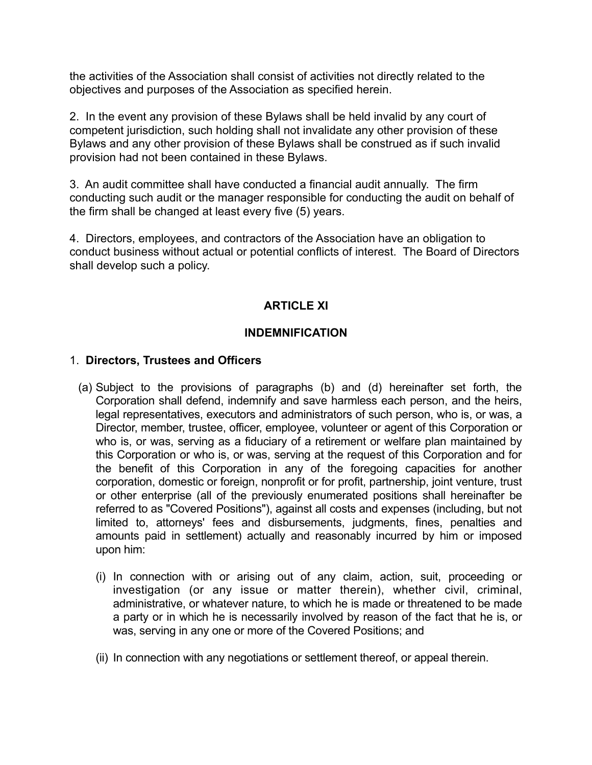the activities of the Association shall consist of activities not directly related to the objectives and purposes of the Association as specified herein.

2. In the event any provision of these Bylaws shall be held invalid by any court of competent jurisdiction, such holding shall not invalidate any other provision of these Bylaws and any other provision of these Bylaws shall be construed as if such invalid provision had not been contained in these Bylaws.

3. An audit committee shall have conducted a financial audit annually. The firm conducting such audit or the manager responsible for conducting the audit on behalf of the firm shall be changed at least every five (5) years.

4. Directors, employees, and contractors of the Association have an obligation to conduct business without actual or potential conflicts of interest. The Board of Directors shall develop such a policy.

## ARTICLE XI

## INDEMNIFICATION

1. **Directors, Trustees and Officers**

(a) Subject to the provisions of paragraphs (b) and (d) hereinafter set forth, the Corporation shall defend, indemnify and save harmless each person, and the heirs, legal representatives, executors and administrators of such person, who is, or was, a Director, member, trustee, officer, employee, volunteer or agent of this Corporation or who is, or was, serving as a fiduciary of a retirement or welfare plan maintained by this Corporation or who is, or was, serving at the request of this Corporation and for the benefit of this Corporation in any of the foregoing capacities for another corporation, domestic or foreign, nonprofit or for profit, partnership, joint venture, trust or other enterprise (all of the previously enumerated positions shall hereinafter be referred to as "Covered Positions"), against all costs and expenses (including, but not limited to, attorneys' fees and disbursements, judgments, fines, penalties and amounts paid in settlement) actually and reasonably incurred by him or imposed upon him:

(i) In connection with or arising out of any claim, action, suit, proceeding or investigation (or any issue or matter therein), whether civil, criminal, administrative, or whatever nature, to which he is made or threatened to be made a party or in which he is necessarily involved by reason of the fact that he is, or was, serving in any one or more of the Covered Positions; and

(ii) In connection with any negotiations or settlement thereof, or appeal therein.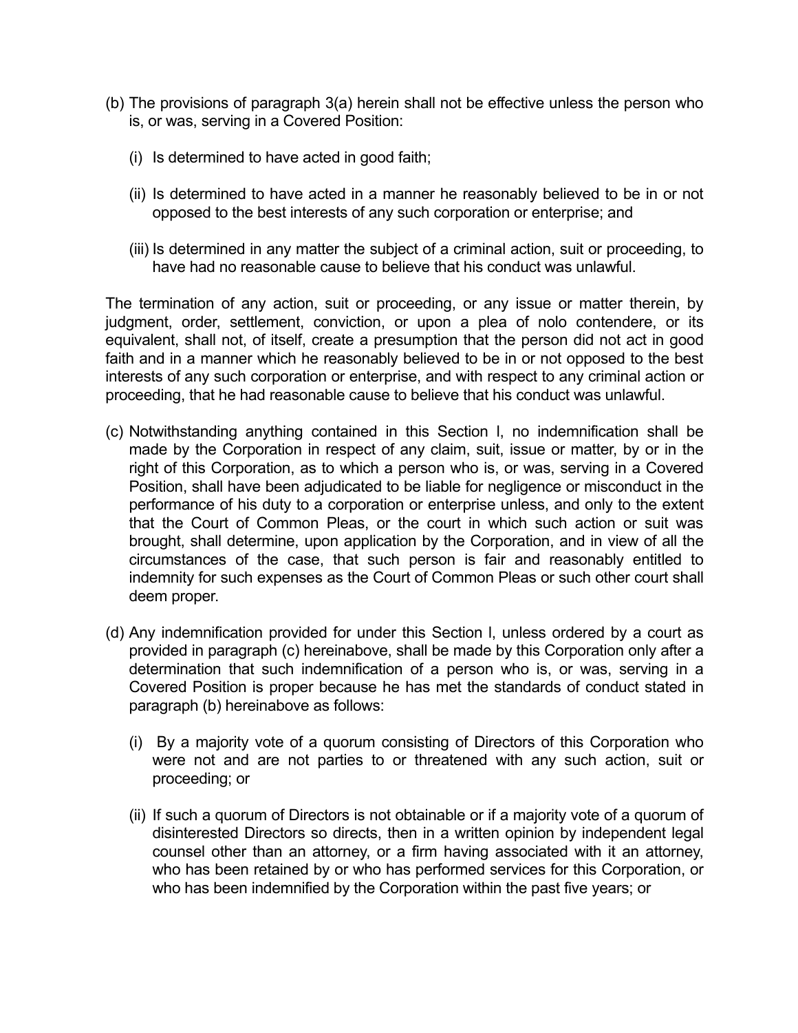(b) The provisions of paragraph 3(a) herein shall not be effective unless the person who is, or was, serving in a Covered Position:

   (i) Is determined to have acted in good faith;

   (ii) Is determined to have acted in a manner he reasonably believed to be in or not opposed to the best interests of any such corporation or enterprise; and

   (iii) Is determined in any matter the subject of a criminal action, suit or proceeding, to have had no reasonable cause to believe that his conduct was unlawful.

The termination of any action, suit or proceeding, or any issue or matter therein, by judgment, order, settlement, conviction, or upon a plea of nolo contendere, or its equivalent, shall not, of itself, create a presumption that the person did not act in good faith and in a manner which he reasonably believed to be in or not opposed to the best interests of any such corporation or enterprise, and with respect to any criminal action or proceeding, that he had reasonable cause to believe that his conduct was unlawful.

(c) Notwithstanding anything contained in this Section I, no indemnification shall be made by the Corporation in respect of any claim, suit, issue or matter, by or in the right of this Corporation, as to which a person who is, or was, serving in a Covered Position, shall have been adjudicated to be liable for negligence or misconduct in the performance of his duty to a corporation or enterprise unless, and only to the extent that the Court of Common Pleas, or the court in which such action or suit was brought, shall determine, upon application by the Corporation, and in view of all the circumstances of the case, that such person is fair and reasonably entitled to indemnity for such expenses as the Court of Common Pleas or such other court shall deem proper.

(d) Any indemnification provided for under this Section I, unless ordered by a court as provided in paragraph (c) hereinabove, shall be made by this Corporation only after a determination that such indemnification of a person who is, or was, serving in a Covered Position is proper because he has met the standards of conduct stated in paragraph (b) hereinabove as follows:

   (i) By a majority vote of a quorum consisting of Directors of this Corporation who were not and are not parties to or threatened with any such action, suit or proceeding; or

   (ii) If such a quorum of Directors is not obtainable or if a majority vote of a quorum of disinterested Directors so directs, then in a written opinion by independent legal counsel other than an attorney, or a firm having associated with it an attorney, who has been retained by or who has performed services for this Corporation, or who has been indemnified by the Corporation within the past five years; or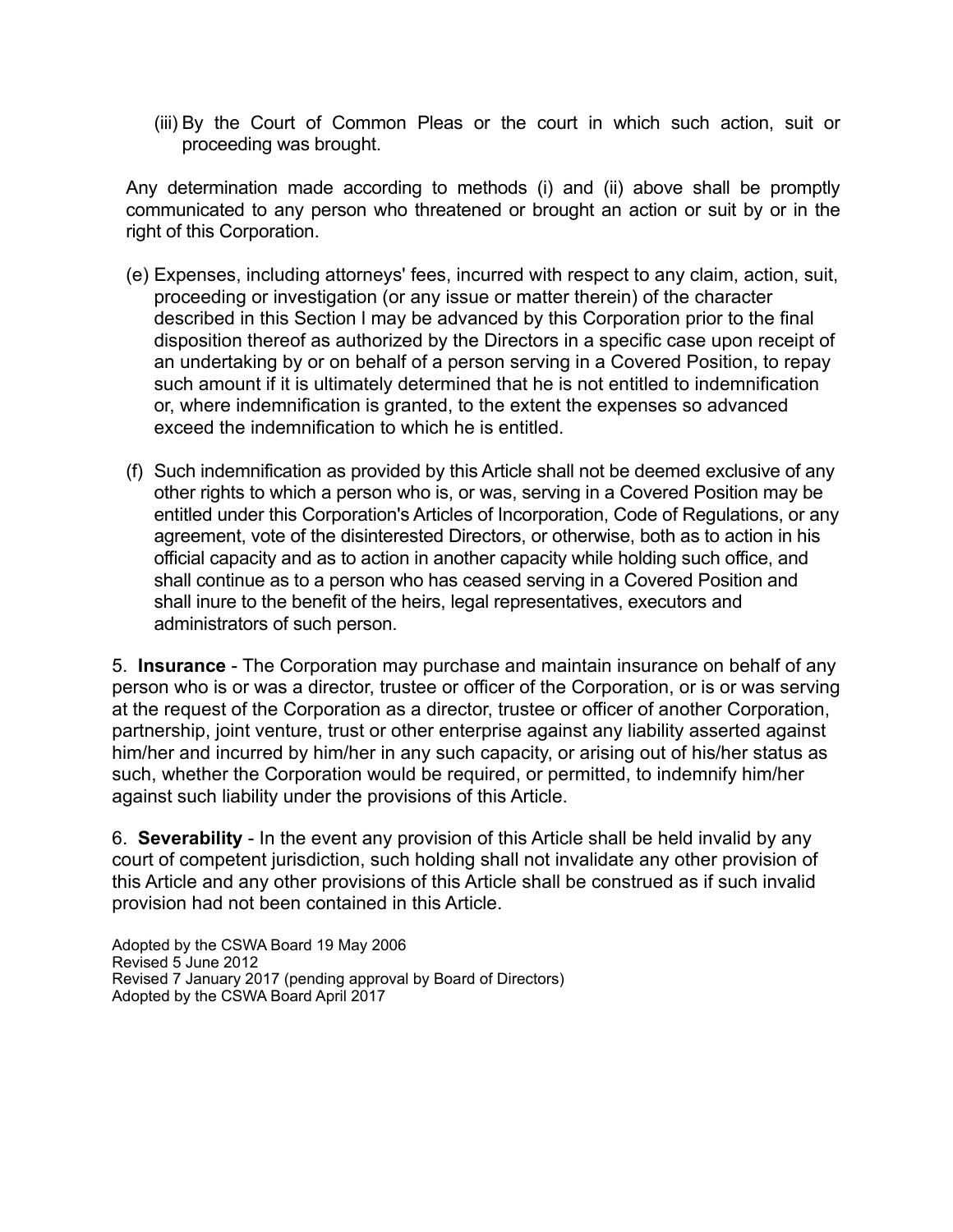(iii) By the Court of Common Pleas or the court in which such action, suit or proceeding was brought.

Any determination made according to methods (i) and (ii) above shall be promptly communicated to any person who threatened or brought an action or suit by or in the right of this Corporation.

(e) Expenses, including attorneys' fees, incurred with respect to any claim, action, suit, proceeding or investigation (or any issue or matter therein) of the character described in this Section l may be advanced by this Corporation prior to the final disposition thereof as authorized by the Directors in a specific case upon receipt of an undertaking by or on behalf of a person serving in a Covered Position, to repay such amount if it is ultimately determined that he is not entitled to indemnification or, where indemnification is granted, to the extent the expenses so advanced exceed the indemnification to which he is entitled.

(f) Such indemnification as provided by this Article shall not be deemed exclusive of any other rights to which a person who is, or was, serving in a Covered Position may be entitled under this Corporation's Articles of Incorporation, Code of Regulations, or any agreement, vote of the disinterested Directors, or otherwise, both as to action in his official capacity and as to action in another capacity while holding such office, and shall continue as to a person who has ceased serving in a Covered Position and shall inure to the benefit of the heirs, legal representatives, executors and administrators of such person.

5. **Insurance** - The Corporation may purchase and maintain insurance on behalf of any person who is or was a director, trustee or officer of the Corporation, or is or was serving at the request of the Corporation as a director, trustee or officer of another Corporation, partnership, joint venture, trust or other enterprise against any liability asserted against him/her and incurred by him/her in any such capacity, or arising out of his/her status as such, whether the Corporation would be required, or permitted, to indemnify him/her against such liability under the provisions of this Article.

6. **Severability** - In the event any provision of this Article shall be held invalid by any court of competent jurisdiction, such holding shall not invalidate any other provision of this Article and any other provisions of this Article shall be construed as if such invalid provision had not been contained in this Article.

Adopted by the CSWA Board 19 May 2006
Revised 5 June 2012
Revised 7 January 2017 (pending approval by Board of Directors)
Adopted by the CSWA Board April 2017